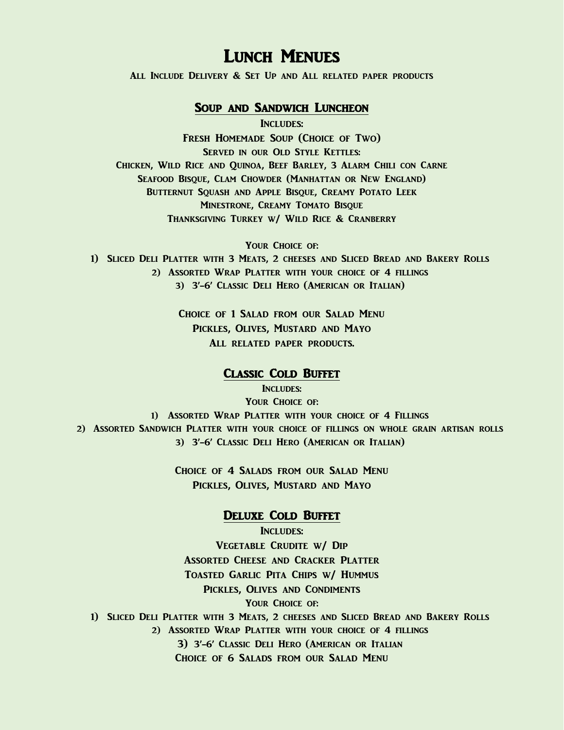# Lunch Menues

**All Include Delivery & Set Up and All related paper products**

## Soup and Sandwich Luncheon

**Includes:**

Fresh Homemade Soup (Choice of Two)

Served in our Old Style Kettles:

Chicken, Wild Rice and Quinoa, Beef Barley, 3 Alarm Chili con Carne

Seafood Bisque, Clam Chowder (Manhattan or New England)

Butternut Squash and Apple Bisque, Creamy Potato Leek

Minestrone, Creamy Tomato Bisque

Thanksgiving Turkey w/ Wild Rice & Cranberry

**Your Choice of:**

1) Sliced Deli Platter with 3 Meats, 2 cheeses and Sliced Bread and Bakery Rolls
2) Assorted Wrap Platter with your choice of 4 fillings
3) 3'-6' Classic Deli Hero (American or Italian)

Choice of 1 Salad from our Salad Menu

Pickles, Olives, Mustard and Mayo

All related paper products.

## Classic Cold Buffet

**Includes:**

**Your Choice of:**

1) Assorted Wrap Platter with your choice of 4 Fillings
2) Assorted Sandwich Platter with your choice of fillings on whole grain artisan rolls
3) 3'-6' Classic Deli Hero (American or Italian)

Choice of 4 Salads from our Salad Menu

Pickles, Olives, Mustard and Mayo

## Deluxe Cold Buffet

**Includes:**

Vegetable Crudite w/ Dip

Assorted Cheese and Cracker Platter

Toasted Garlic Pita Chips w/ Hummus

Pickles, Olives and Condiments

**Your Choice of:**

1) Sliced Deli Platter with 3 Meats, 2 cheeses and Sliced Bread and Bakery Rolls
2) Assorted Wrap Platter with your choice of 4 fillings
3) 3'-6' Classic Deli Hero (American or Italian

Choice of 6 Salads from our Salad Menu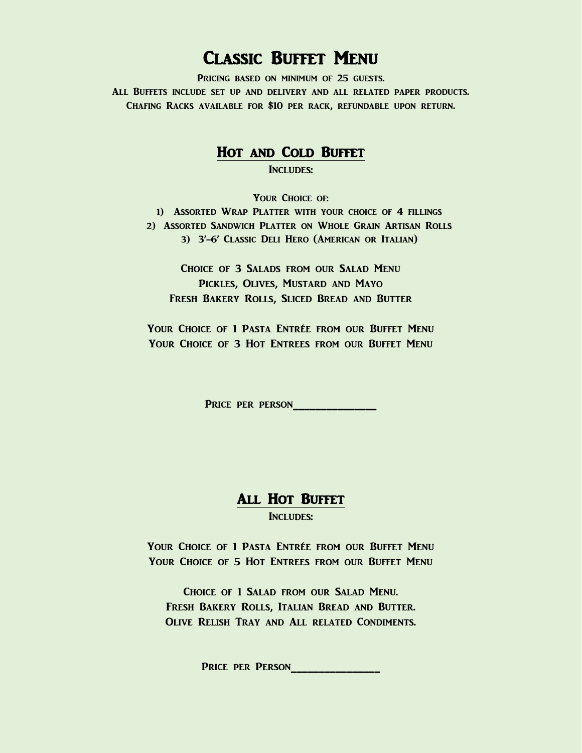# Classic Buffet Menu

**Pricing based on minimum of 25 guests.**
**All Buffets include set up and delivery and all related paper products.**
**Chafing Racks available for $10 per rack, refundable upon return.**

## Hot and Cold Buffet

**Includes:**

**Your Choice of:**

1) Assorted Wrap Platter with your choice of 4 fillings
2) Assorted Sandwich Platter on Whole Grain Artisan Rolls
3) 3'-6' Classic Deli Hero (American or Italian)

Choice of 3 Salads from our Salad Menu
Pickles, Olives, Mustard and Mayo
Fresh Bakery Rolls, Sliced Bread and Butter

Your Choice of 1 Pasta Entrée from our Buffet Menu
Your Choice of 3 Hot Entrees from our Buffet Menu

Price per person_______________

## All Hot Buffet

**Includes:**

Your Choice of 1 Pasta Entrée from our Buffet Menu
Your Choice of 5 Hot Entrees from our Buffet Menu

Choice of 1 Salad from our Salad Menu.
Fresh Bakery Rolls, Italian Bread and Butter.
Olive Relish Tray and All related Condiments.

Price per Person_______________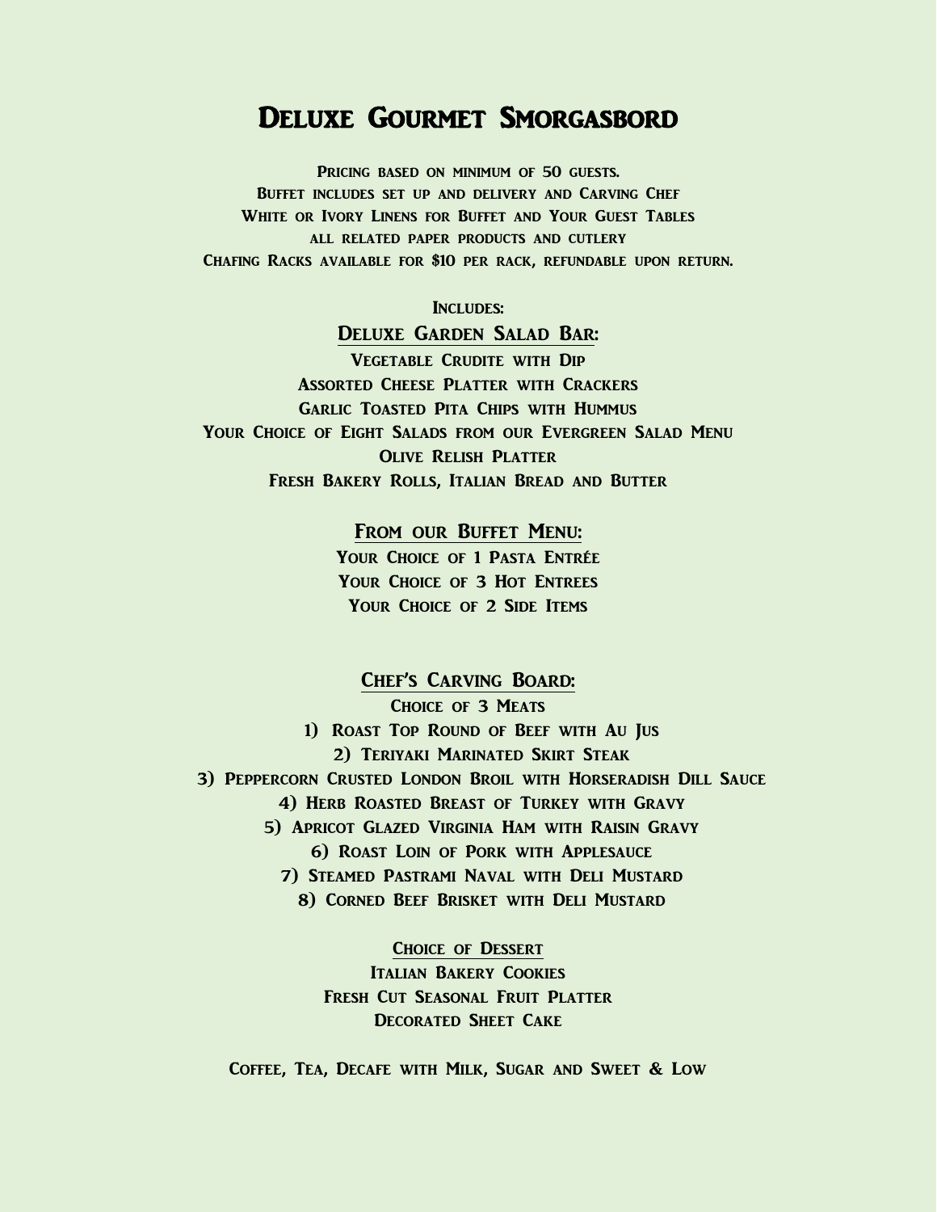# Deluxe Gourmet Smorgasbord

**Pricing based on minimum of 50 guests.**
**Buffet includes set up and delivery and Carving Chef**
**White or Ivory Linens for Buffet and Your Guest Tables**
**all related paper products and cutlery**
**Chafing Racks available for $10 per rack, refundable upon return.**

**Includes:**

## Deluxe Garden Salad Bar:

Vegetable Crudite with Dip
Assorted Cheese Platter with Crackers
Garlic Toasted Pita Chips with Hummus
Your Choice of Eight Salads from our Evergreen Salad Menu
Olive Relish Platter
Fresh Bakery Rolls, Italian Bread and Butter

## From our Buffet Menu:

Your Choice of 1 Pasta Entrée
Your Choice of 3 Hot Entrees
Your Choice of 2 Side Items

## Chef's Carving Board:

Choice of 3 Meats

1) Roast Top Round of Beef with Au Jus
2) Teriyaki Marinated Skirt Steak
3) Peppercorn Crusted London Broil with Horseradish Dill Sauce
4) Herb Roasted Breast of Turkey with Gravy
5) Apricot Glazed Virginia Ham with Raisin Gravy
6) Roast Loin of Pork with Applesauce
7) Steamed Pastrami Naval with Deli Mustard
8) Corned Beef Brisket with Deli Mustard

## Choice of Dessert

Italian Bakery Cookies
Fresh Cut Seasonal Fruit Platter
Decorated Sheet Cake

**Coffee, Tea, Decafe with Milk, Sugar and Sweet & Low**